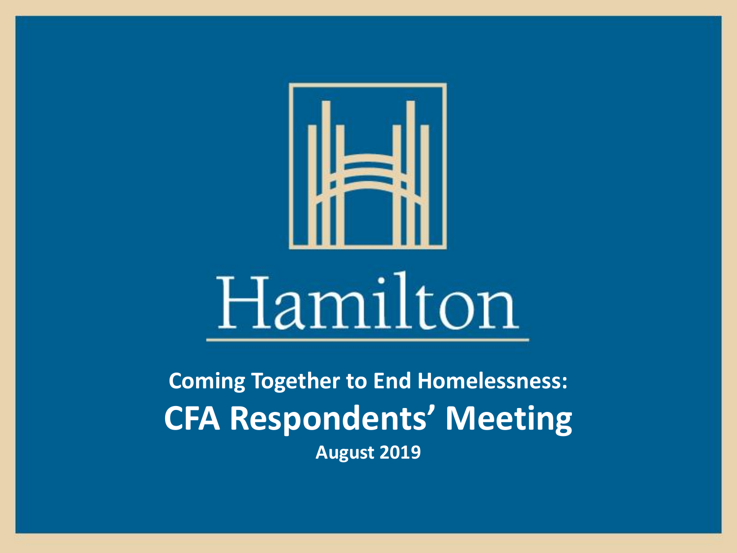Hamilton

# Coming Together to End Homelessness:

# CFA Respondents' Meeting

**August 2019**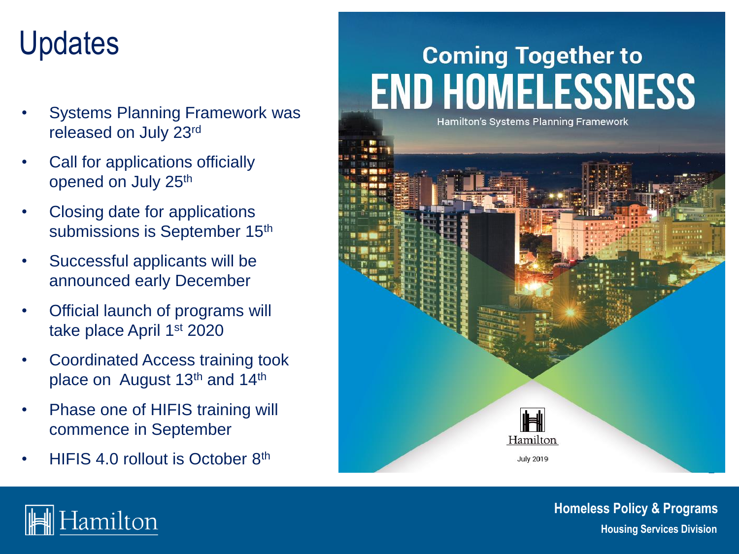# Updates

- Systems Planning Framework was released on July 23rd
- Call for applications officially opened on July 25th
- Closing date for applications submissions is September 15th
- Successful applicants will be announced early December
- Official launch of programs will take place April 1st 2020
- Coordinated Access training took place on August 13th and 14th
- Phase one of HIFIS training will commence in September
- HIFIS 4.0 rollout is October 8th

Coming Together to
END HOMELESSNESS
Hamilton's Systems Planning Framework

Hamilton
July 2019

Homeless Policy & Programs
Housing Services Division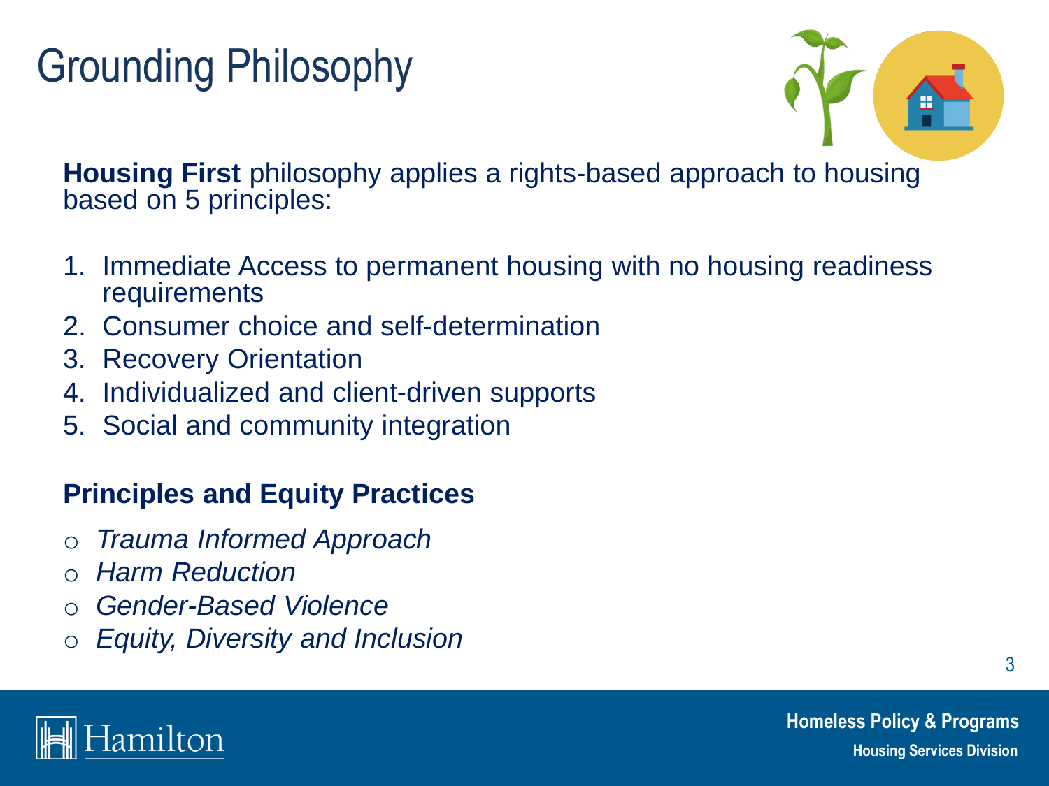# Grounding Philosophy

**Housing First** philosophy applies a rights-based approach to housing based on 5 principles:

1. Immediate Access to permanent housing with no housing readiness requirements
2. Consumer choice and self-determination
3. Recovery Orientation
4. Individualized and client-driven supports
5. Social and community integration

**Principles and Equity Practices**

- *Trauma Informed Approach*
- *Harm Reduction*
- *Gender-Based Violence*
- *Equity, Diversity and Inclusion*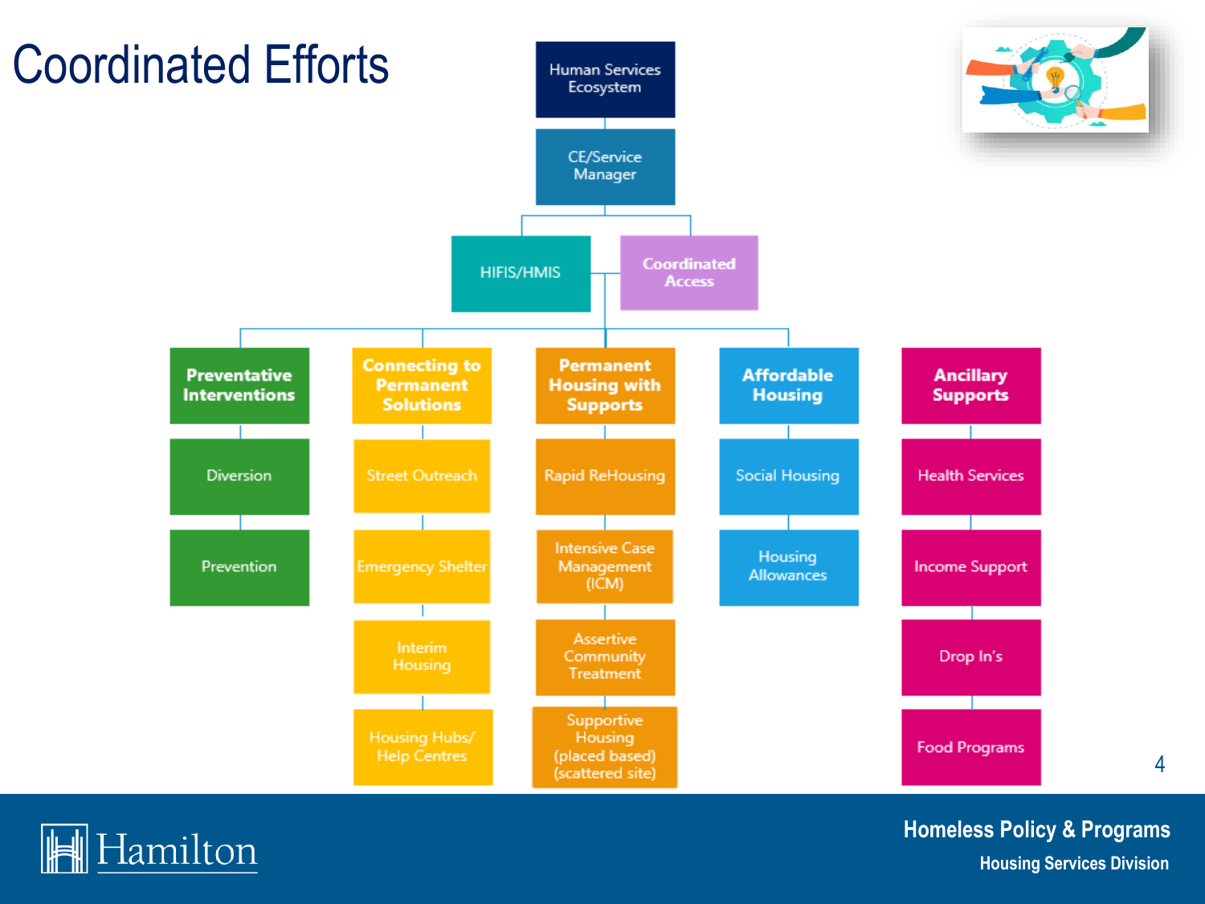# Coordinated Efforts

- Human Services Ecosystem
  - CE/Service Manager
    - HIFIS/HMIS
    - Coordinated Access

**Preventative Interventions**
- Diversion
- Prevention

**Connecting to Permanent Solutions**
- Street Outreach
- Emergency Shelter
- Interim Housing
- Housing Hubs/ Help Centres

**Permanent Housing with Supports**
- Rapid ReHousing
- Intensive Case Management (ICM)
- Assertive Community Treatment
- Supportive Housing (placed based) (scattered site)

**Affordable Housing**
- Social Housing
- Housing Allowances

**Ancillary Supports**
- Health Services
- Income Support
- Drop In's
- Food Programs

Hamilton

**Homeless Policy & Programs**
Housing Services Division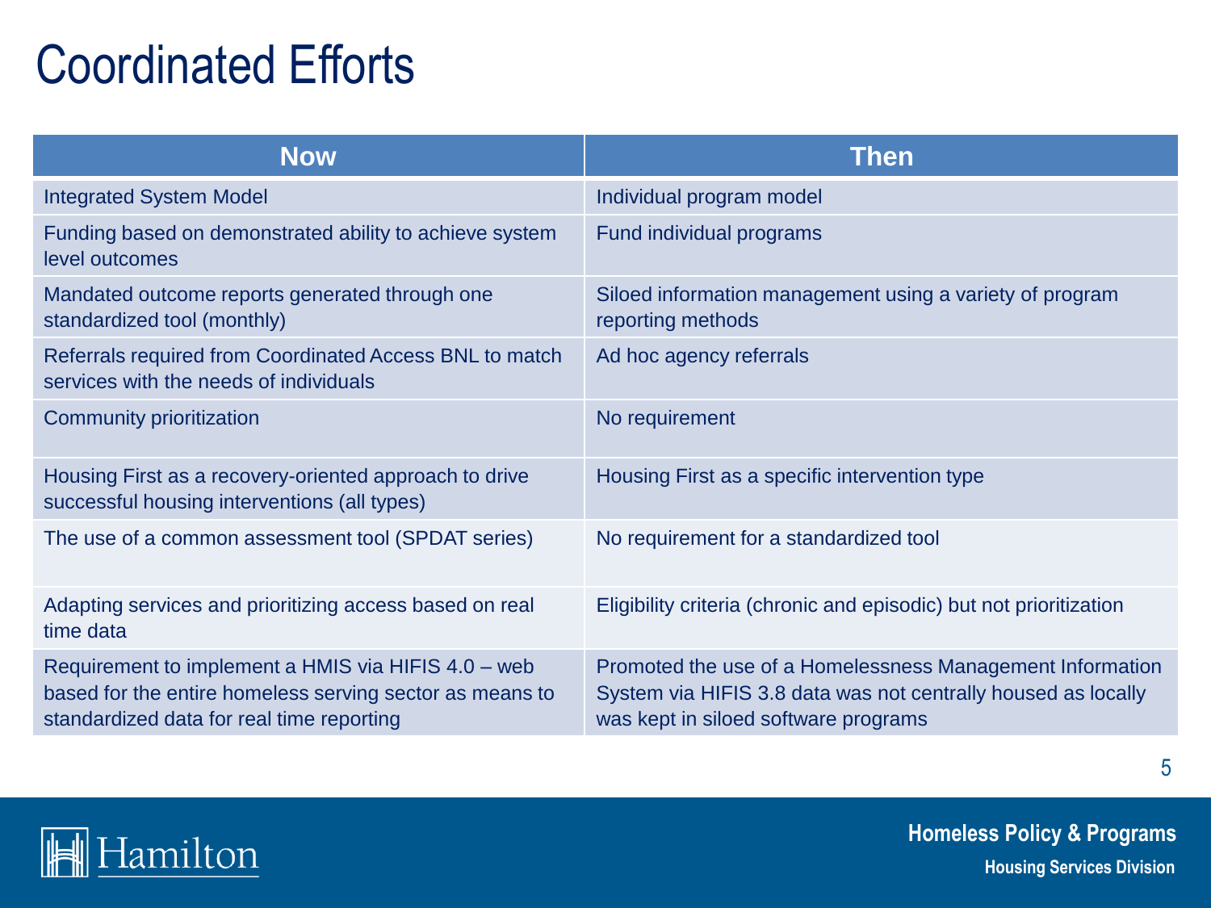# Coordinated Efforts

| Now | Then |
| --- | --- |
| Integrated System Model | Individual program model |
| Funding based on demonstrated ability to achieve system level outcomes | Fund individual programs |
| Mandated outcome reports generated through one standardized tool (monthly) | Siloed information management using a variety of program reporting methods |
| Referrals required from Coordinated Access BNL to match services with the needs of individuals | Ad hoc agency referrals |
| Community prioritization | No requirement |
| Housing First as a recovery-oriented approach to drive successful housing interventions (all types) | Housing First as a specific intervention type |
| The use of a common assessment tool (SPDAT series) | No requirement for a standardized tool |
| Adapting services and prioritizing access based on real time data | Eligibility criteria (chronic and episodic) but not prioritization |
| Requirement to implement a HMIS via HIFIS 4.0 – web based for the entire homeless serving sector as means to standardized data for real time reporting | Promoted the use of a Homelessness Management Information System via HIFIS 3.8 data was not centrally housed as locally was kept in siloed software programs |

Hamilton

**Homeless Policy & Programs**
**Housing Services Division**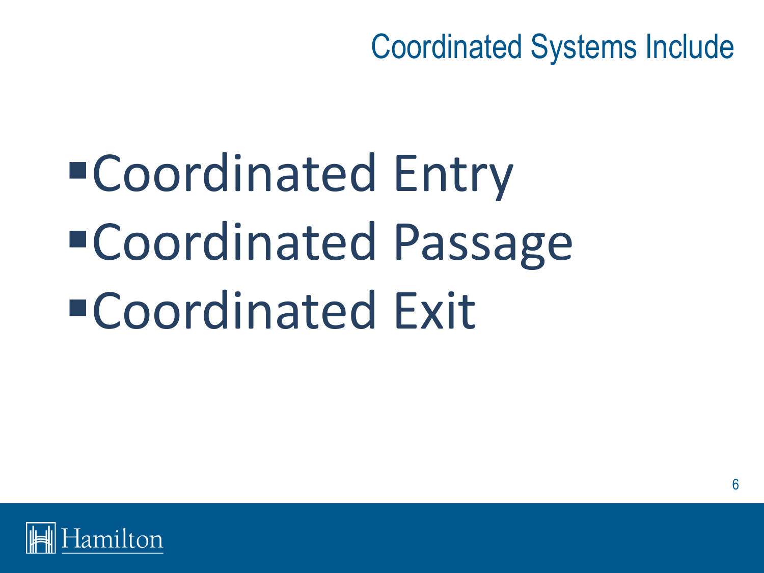# Coordinated Systems Include

- Coordinated Entry
- Coordinated Passage
- Coordinated Exit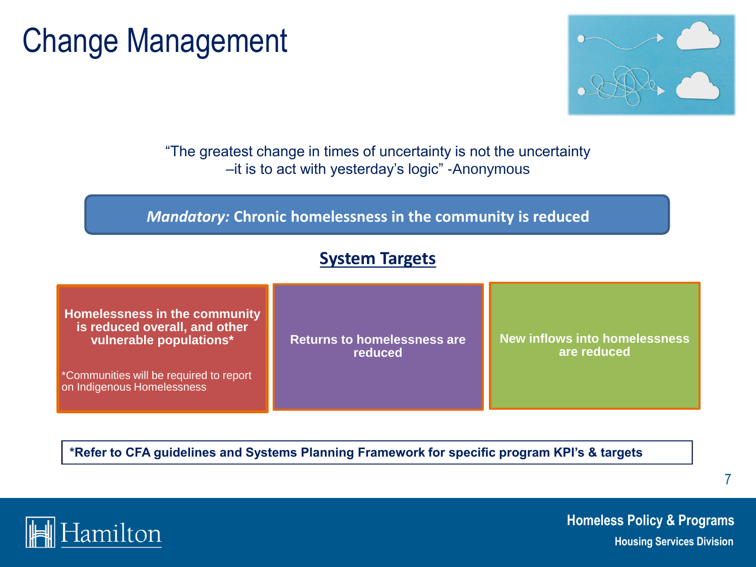# Change Management

"The greatest change in times of uncertainty is not the uncertainty –it is to act with yesterday's logic" -Anonymous

***Mandatory:* Chronic homelessness in the community is reduced**

## System Targets

**Homelessness in the community is reduced overall, and other vulnerable populations***

*Communities will be required to report on Indigenous Homelessness

**Returns to homelessness are reduced**

**New inflows into homelessness are reduced**

***Refer to CFA guidelines and Systems Planning Framework for specific program KPI's & targets**

Homeless Policy & Programs
Housing Services Division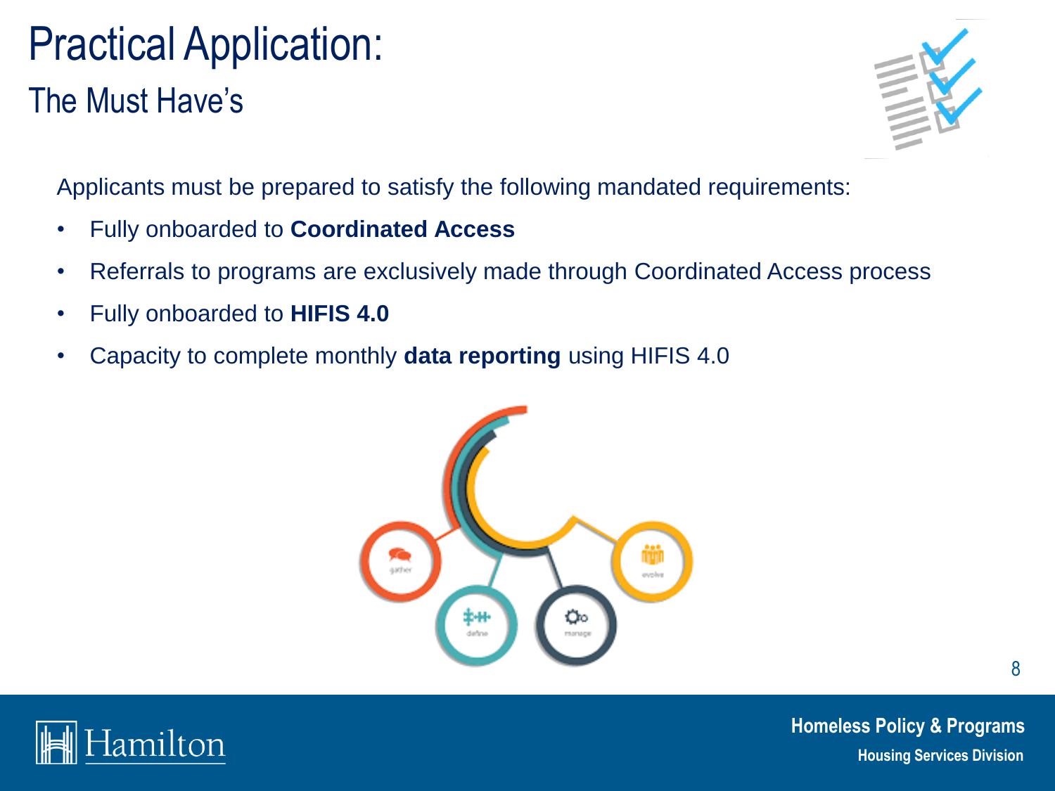# Practical Application:

## The Must Have's

Applicants must be prepared to satisfy the following mandated requirements:

- Fully onboarded to **Coordinated Access**
- Referrals to programs are exclusively made through Coordinated Access process
- Fully onboarded to **HIFIS 4.0**
- Capacity to complete monthly **data reporting** using HIFIS 4.0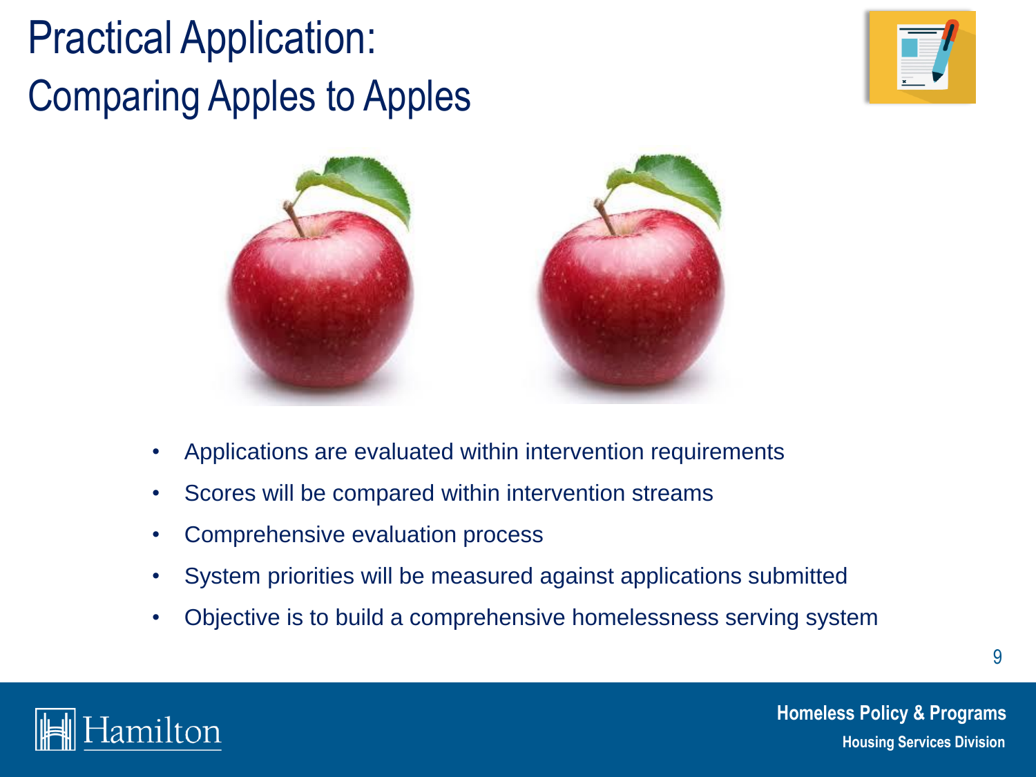# Practical Application:
## Comparing Apples to Apples

- Applications are evaluated within intervention requirements
- Scores will be compared within intervention streams
- Comprehensive evaluation process
- System priorities will be measured against applications submitted
- Objective is to build a comprehensive homelessness serving system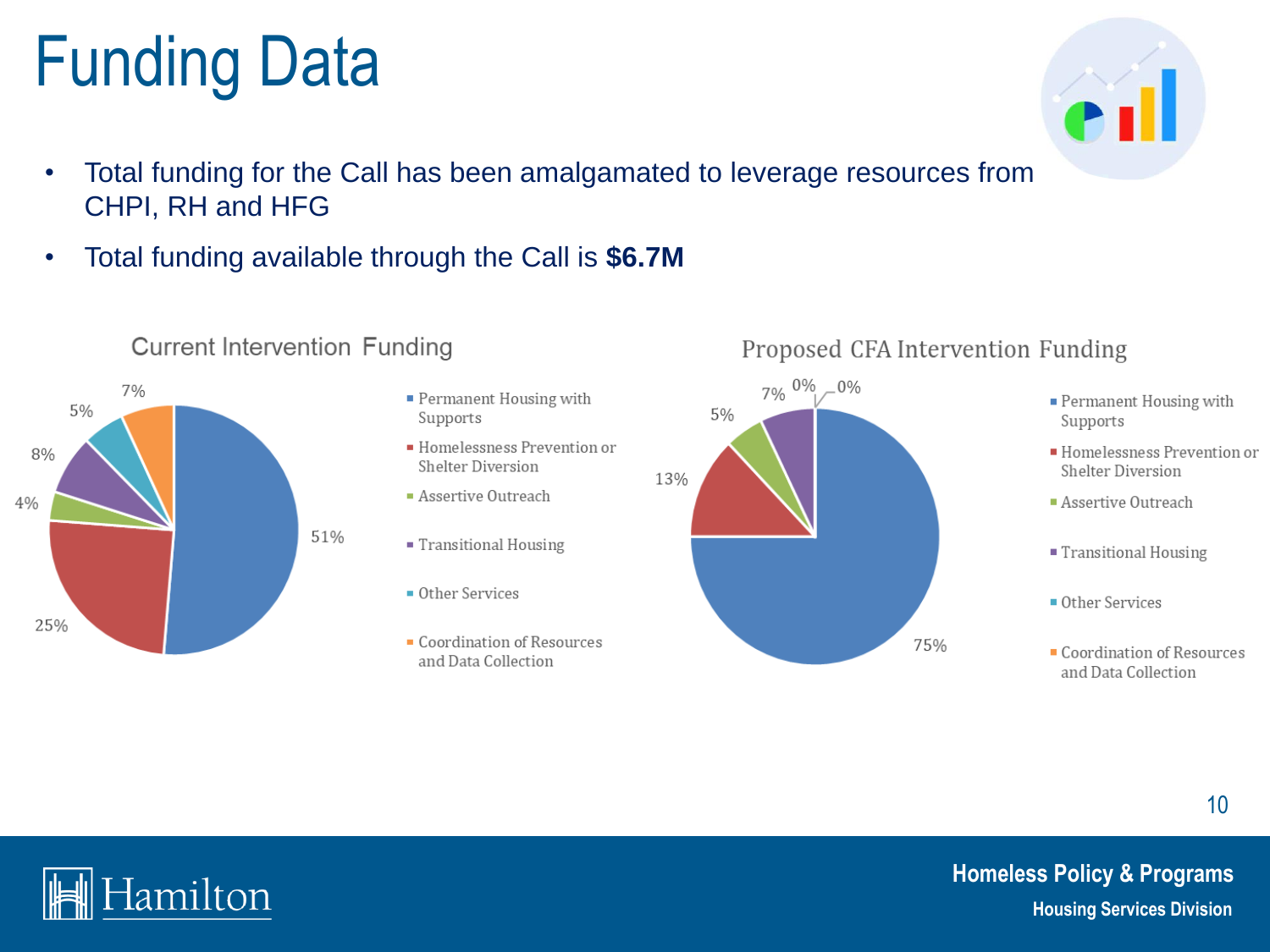# Funding Data

- Total funding for the Call has been amalgamated to leverage resources from CHPI, RH and HFG
- Total funding available through the Call is **$6.7M**

**Current Intervention Funding**

| Intervention | Share |
|---|---|
| Permanent Housing with Supports | 51% |
| Homelessness Prevention or Shelter Diversion | 25% |
| Assertive Outreach | 4% |
| Transitional Housing | 8% |
| Other Services | 5% |
| Coordination of Resources and Data Collection | 7% |

**Proposed CFA Intervention Funding**

| Intervention | Share |
|---|---|
| Permanent Housing with Supports | 75% |
| Homelessness Prevention or Shelter Diversion | 13% |
| Assertive Outreach | 5% |
| Transitional Housing | 7% |
| Other Services | 0% |
| Coordination of Resources and Data Collection | 0% |

Homeless Policy & Programs
Housing Services Division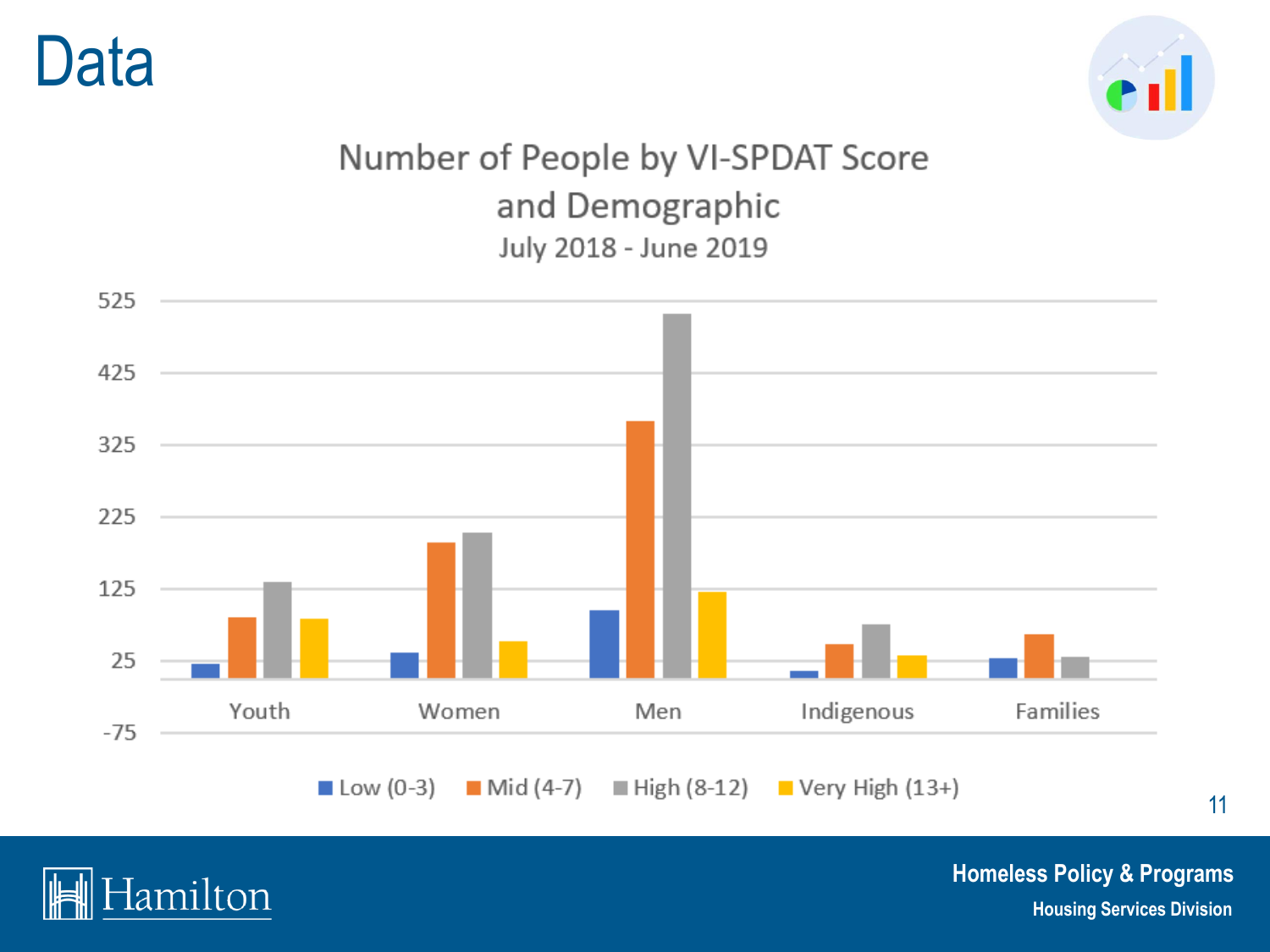# Data

## Number of People by VI-SPDAT Score and Demographic

July 2018 - June 2019

525
425
325
225
125
25
-75

Youth Women Men Indigenous Families

Low (0-3) Mid (4-7) High (8-12) Very High (13+)

Hamilton

**Homeless Policy & Programs**
**Housing Services Division**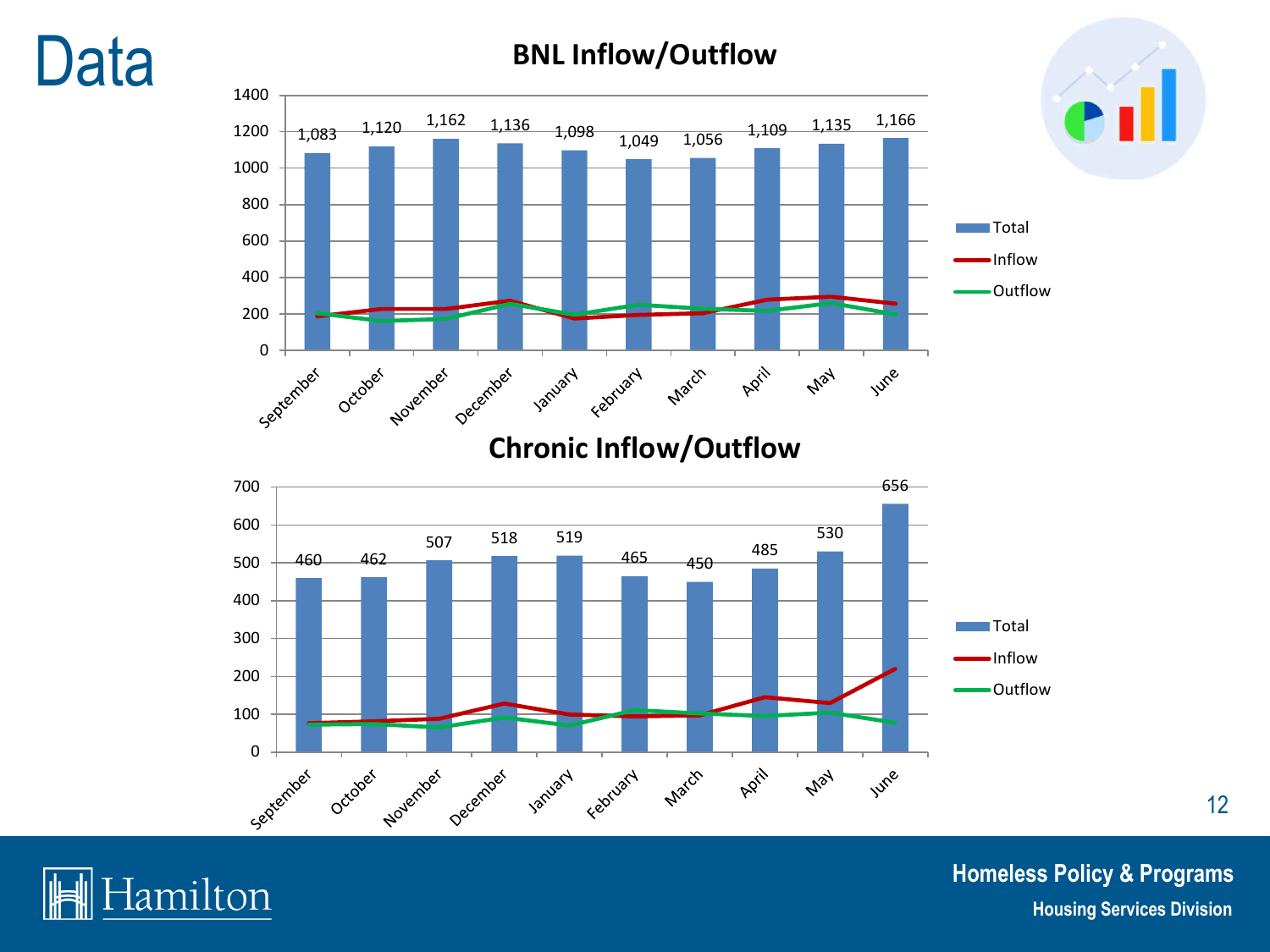# Data

## BNL Inflow/Outflow

| Month | Total |
|---|---|
| September | 1,083 |
| October | 1,120 |
| November | 1,162 |
| December | 1,136 |
| January | 1,098 |
| February | 1,049 |
| March | 1,056 |
| April | 1,109 |
| May | 1,135 |
| June | 1,166 |

Legend: Total, Inflow, Outflow

## Chronic Inflow/Outflow

| Month | Total |
|---|---|
| September | 460 |
| October | 462 |
| November | 507 |
| December | 518 |
| January | 519 |
| February | 465 |
| March | 450 |
| April | 485 |
| May | 530 |
| June | 656 |

Legend: Total, Inflow, Outflow

Homeless Policy & Programs
Housing Services Division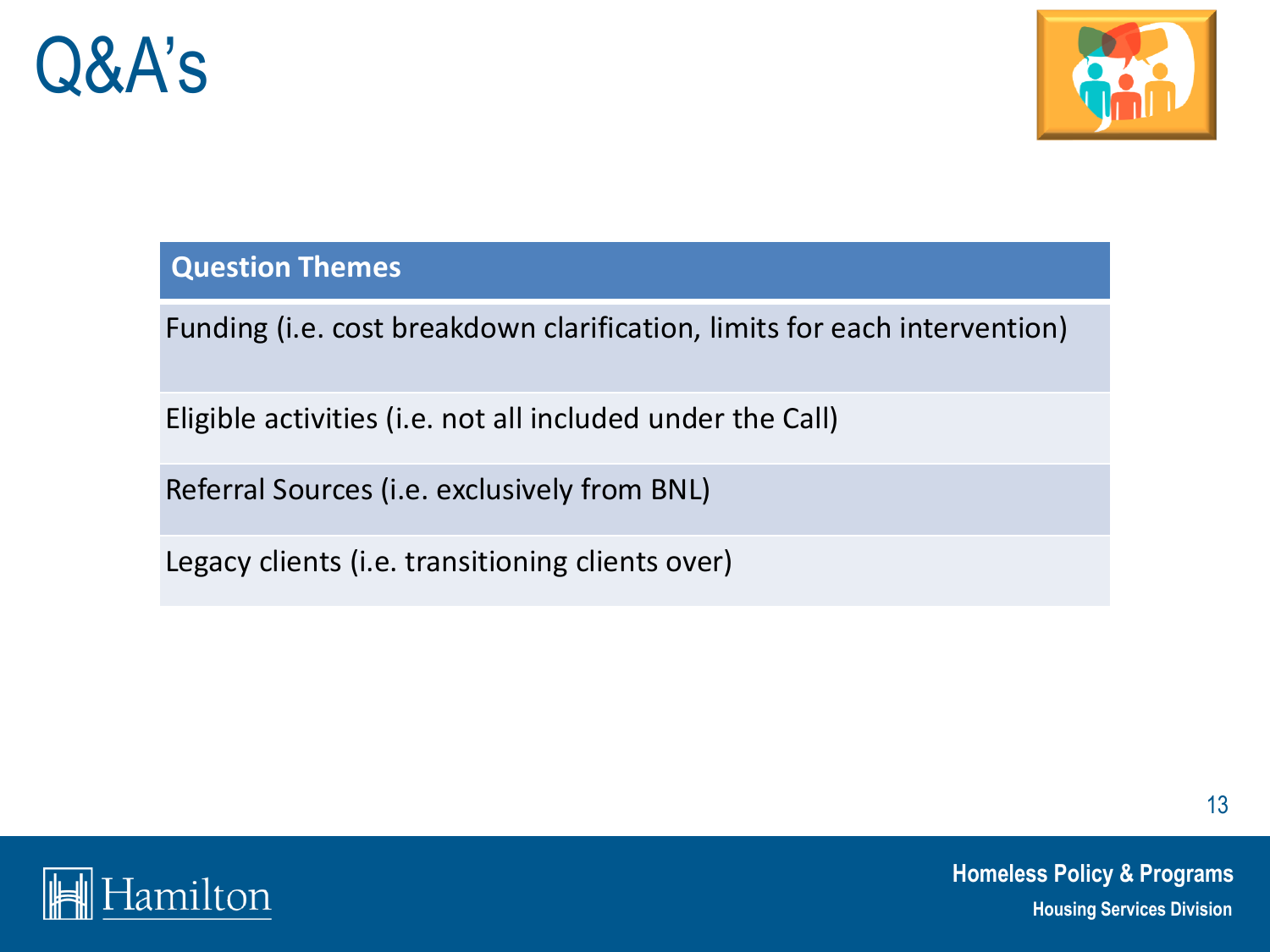# Q&A's

| Question Themes |
| --- |
| Funding (i.e. cost breakdown clarification, limits for each intervention) |
| Eligible activities (i.e. not all included under the Call) |
| Referral Sources (i.e. exclusively from BNL) |
| Legacy clients (i.e. transitioning clients over) |